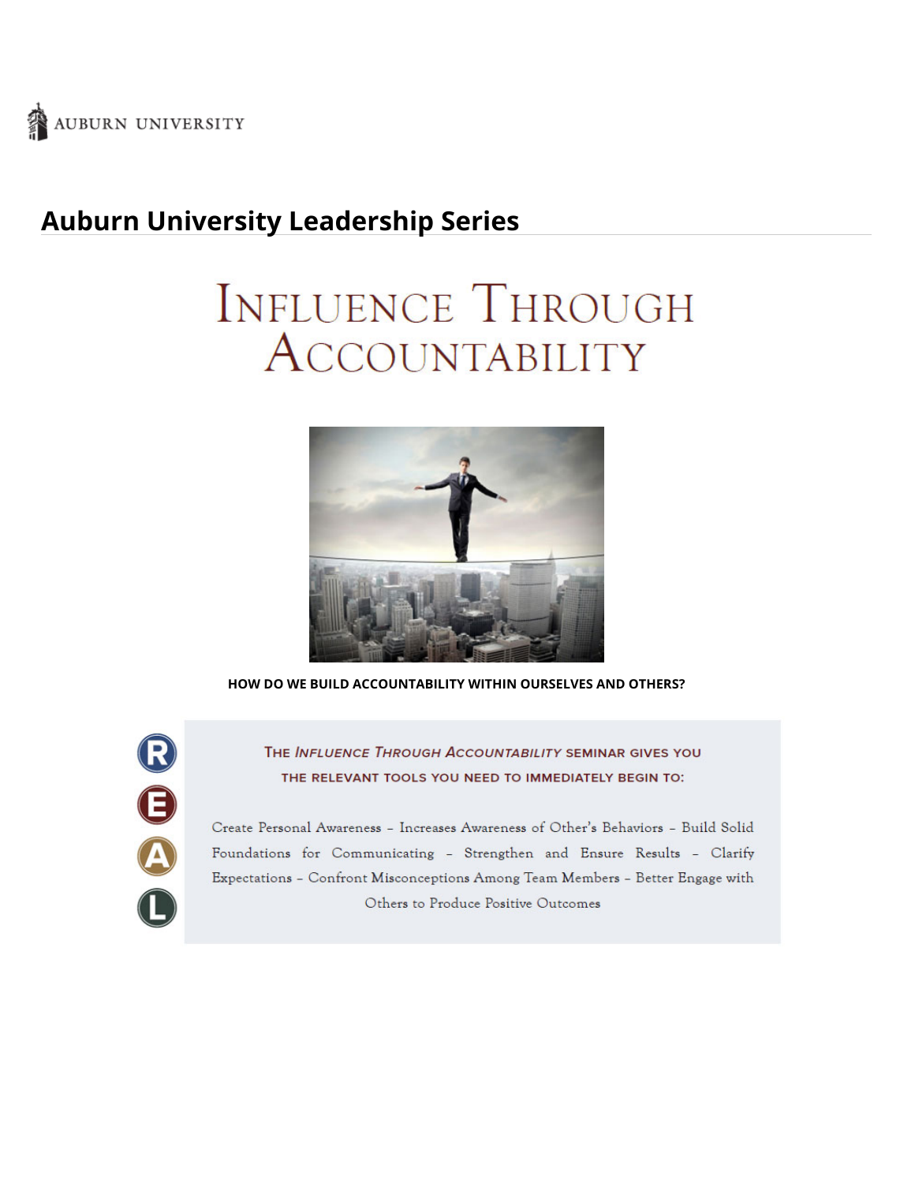AUBURN UNIVERSITY

## Auburn University Leadership Series

# Influence Through Accountability

**HOW DO WE BUILD ACCOUNTABILITY WITHIN OURSELVES AND OTHERS?**

R E A L

THE *INFLUENCE THROUGH ACCOUNTABILITY* SEMINAR GIVES YOU THE RELEVANT TOOLS YOU NEED TO IMMEDIATELY BEGIN TO:

Create Personal Awareness – Increases Awareness of Other's Behaviors – Build Solid Foundations for Communicating – Strengthen and Ensure Results – Clarify Expectations – Confront Misconceptions Among Team Members – Better Engage with Others to Produce Positive Outcomes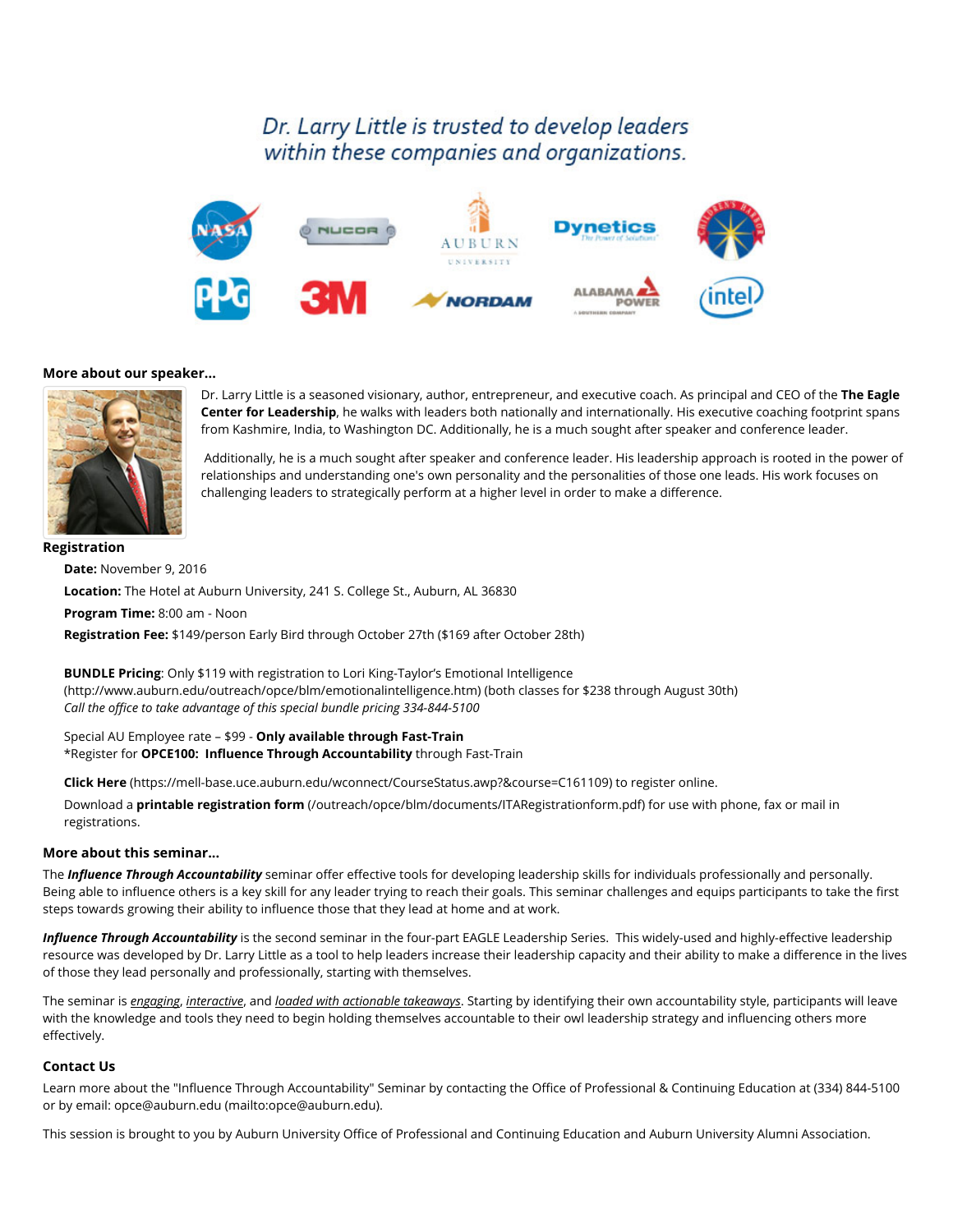*Dr. Larry Little is trusted to develop leaders within these companies and organizations.*

### More about our speaker...

Dr. Larry Little is a seasoned visionary, author, entrepreneur, and executive coach. As principal and CEO of the **The Eagle Center for Leadership**, he walks with leaders both nationally and internationally. His executive coaching footprint spans from Kashmire, India, to Washington DC. Additionally, he is a much sought after speaker and conference leader.

Additionally, he is a much sought after speaker and conference leader. His leadership approach is rooted in the power of relationships and understanding one's own personality and the personalities of those one leads. His work focuses on challenging leaders to strategically perform at a higher level in order to make a difference.

### Registration

**Date:** November 9, 2016

**Location:** The Hotel at Auburn University, 241 S. College St., Auburn, AL 36830

**Program Time:** 8:00 am - Noon

**Registration Fee:** $149/person Early Bird through October 27th ($169 after October 28th)

**BUNDLE Pricing**: Only $119 with registration to Lori King-Taylor's Emotional Intelligence (http://www.auburn.edu/outreach/opce/blm/emotionalintelligence.htm) (both classes for $238 through August 30th)
*Call the office to take advantage of this special bundle pricing 334-844-5100*

Special AU Employee rate – $99 - **Only available through Fast-Train**
*Register for **OPCE100: Influence Through Accountability** through Fast-Train

**Click Here** (https://mell-base.uce.auburn.edu/wconnect/CourseStatus.awp?&course=C161109) to register online.

Download a **printable registration form** (/outreach/opce/blm/documents/ITARegistrationform.pdf) for use with phone, fax or mail in registrations.

### More about this seminar...

The ***Influence Through Accountability*** seminar offer effective tools for developing leadership skills for individuals professionally and personally. Being able to influence others is a key skill for any leader trying to reach their goals. This seminar challenges and equips participants to take the first steps towards growing their ability to influence those that they lead at home and at work.

***Influence Through Accountability*** is the second seminar in the four-part EAGLE Leadership Series. This widely-used and highly-effective leadership resource was developed by Dr. Larry Little as a tool to help leaders increase their leadership capacity and their ability to make a difference in the lives of those they lead personally and professionally, starting with themselves.

The seminar is *engaging*, *interactive*, and *loaded with actionable takeaways*. Starting by identifying their own accountability style, participants will leave with the knowledge and tools they need to begin holding themselves accountable to their owl leadership strategy and influencing others more effectively.

### Contact Us

Learn more about the "Influence Through Accountability" Seminar by contacting the Office of Professional & Continuing Education at (334) 844-5100 or by email: opce@auburn.edu (mailto:opce@auburn.edu).

This session is brought to you by Auburn University Office of Professional and Continuing Education and Auburn University Alumni Association.